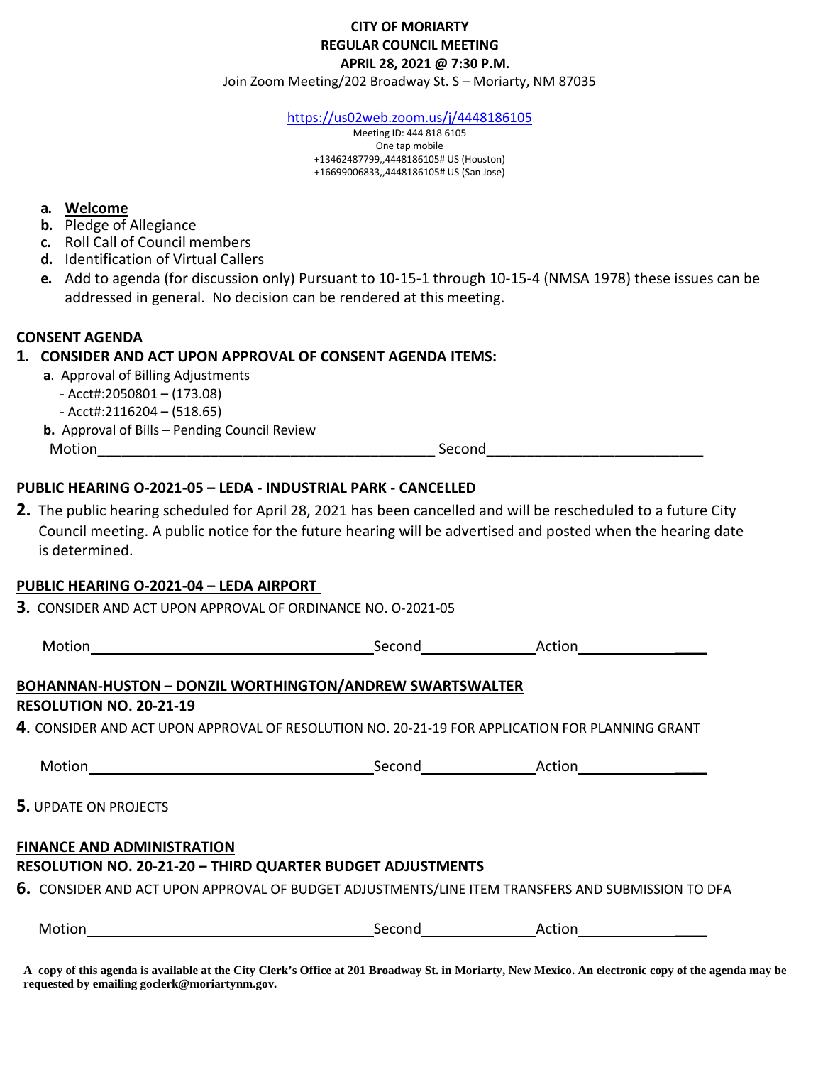**CITY OF MORIARTY**
**REGULAR COUNCIL MEETING**
**APRIL 28, 2021 @ 7:30 P.M.**
Join Zoom Meeting/202 Broadway St. S – Moriarty, NM 87035

https://us02web.zoom.us/j/4448186105
Meeting ID: 444 818 6105
One tap mobile
+13462487799,,4448186105# US (Houston)
+16699006833,,4448186105# US (San Jose)

- **a.** **Welcome**
- **b.** Pledge of Allegiance
- **c.** Roll Call of Council members
- **d.** Identification of Virtual Callers
- **e.** Add to agenda (for discussion only) Pursuant to 10-15-1 through 10-15-4 (NMSA 1978) these issues can be addressed in general. No decision can be rendered at this meeting.

**CONSENT AGENDA**

**1. CONSIDER AND ACT UPON APPROVAL OF CONSENT AGENDA ITEMS:**

**a**. Approval of Billing Adjustments
- Acct#:2050801 – (173.08)
- Acct#:2116204 – (518.65)

**b.** Approval of Bills – Pending Council Review

Motion__________________________________________ Second___________________________

**PUBLIC HEARING O-2021-05 – LEDA - INDUSTRIAL PARK - CANCELLED**

**2.** The public hearing scheduled for April 28, 2021 has been cancelled and will be rescheduled to a future City Council meeting. A public notice for the future hearing will be advertised and posted when the hearing date is determined.

**PUBLIC HEARING O-2021-04 – LEDA AIRPORT**

**3**. CONSIDER AND ACT UPON APPROVAL OF ORDINANCE NO. O-2021-05

Motion____________________________________ Second______________ Action_________________

**BOHANNAN-HUSTON – DONZIL WORTHINGTON/ANDREW SWARTSWALTER**

**RESOLUTION NO. 20-21-19**

**4**. CONSIDER AND ACT UPON APPROVAL OF RESOLUTION NO. 20-21-19 FOR APPLICATION FOR PLANNING GRANT

Motion____________________________________ Second______________ Action_________________

**5**. UPDATE ON PROJECTS

**FINANCE AND ADMINISTRATION**

**RESOLUTION NO. 20-21-20 – THIRD QUARTER BUDGET ADJUSTMENTS**

**6.** CONSIDER AND ACT UPON APPROVAL OF BUDGET ADJUSTMENTS/LINE ITEM TRANSFERS AND SUBMISSION TO DFA

Motion____________________________________ Second______________ Action_________________

**A copy of this agenda is available at the City Clerk's Office at 201 Broadway St. in Moriarty, New Mexico. An electronic copy of the agenda may be requested by emailing goclerk@moriartynm.gov.**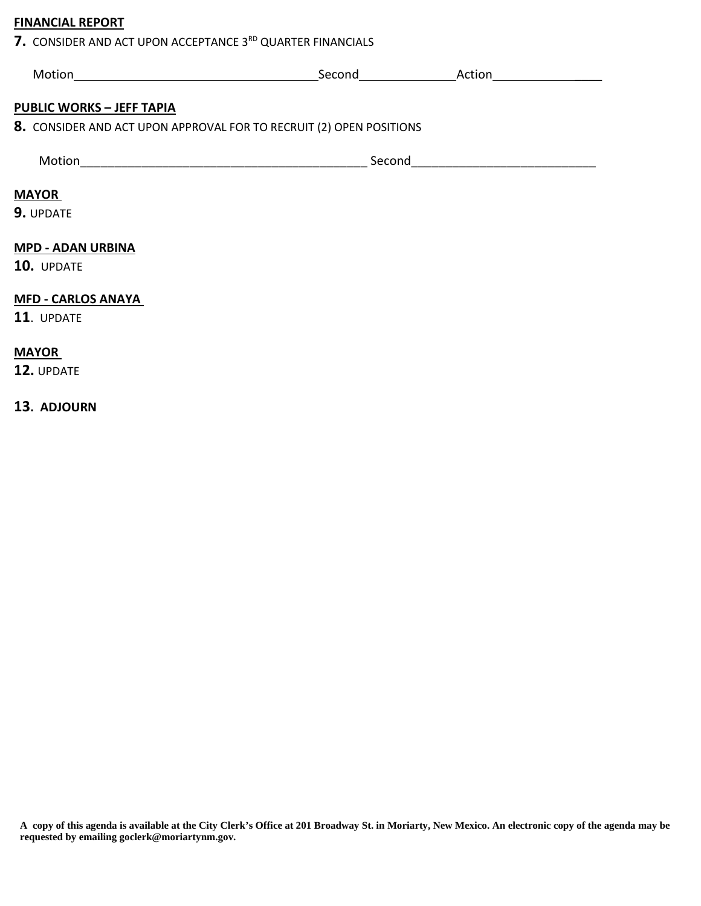**FINANCIAL REPORT**

**7.** CONSIDER AND ACT UPON ACCEPTANCE 3RD QUARTER FINANCIALS

Motion\_\_\_\_\_\_\_\_\_\_\_\_\_\_\_\_\_\_\_\_\_\_\_\_\_\_\_\_\_\_\_\_\_\_\_\_Second\_\_\_\_\_\_\_\_\_\_\_\_\_\_\_Action\_\_\_\_\_\_\_\_\_\_\_\_\_\_\_\_\_

**PUBLIC WORKS – JEFF TAPIA**

**8.** CONSIDER AND ACT UPON APPROVAL FOR TO RECRUIT (2) OPEN POSITIONS

Motion\_\_\_\_\_\_\_\_\_\_\_\_\_\_\_\_\_\_\_\_\_\_\_\_\_\_\_\_\_\_\_\_\_\_\_\_\_\_\_\_\_\_ Second\_\_\_\_\_\_\_\_\_\_\_\_\_\_\_\_\_\_\_\_\_\_\_\_\_\_\_

**MAYOR**

**9.** UPDATE

**MPD - ADAN URBINA**

**10.** UPDATE

**MFD - CARLOS ANAYA**

**11**. UPDATE

**MAYOR**

**12.** UPDATE

**13. ADJOURN**

**A copy of this agenda is available at the City Clerk's Office at 201 Broadway St. in Moriarty, New Mexico. An electronic copy of the agenda may be requested by emailing goclerk@moriartynm.gov.**